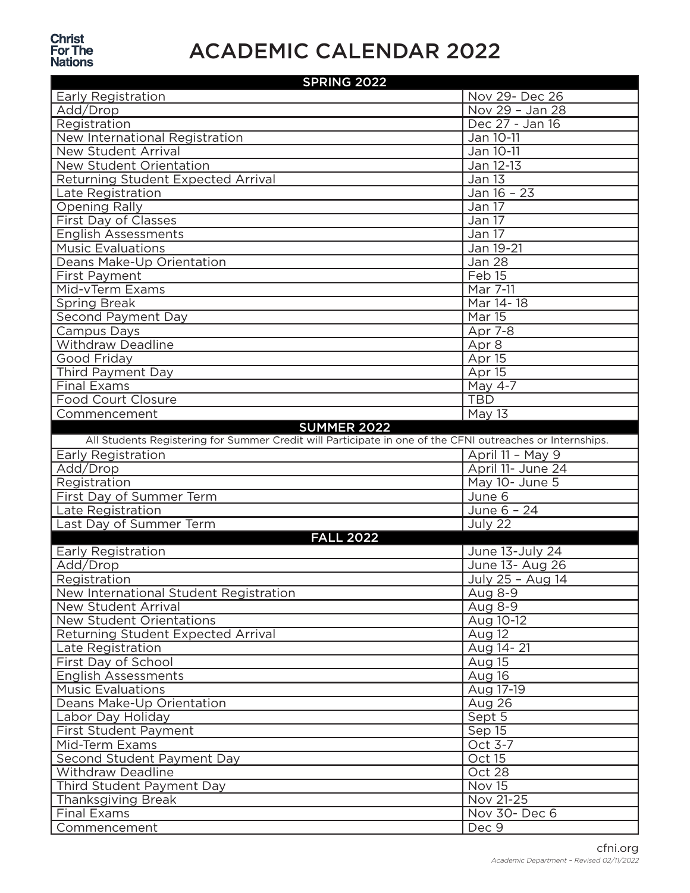Christ For The Nations

# ACADEMIC CALENDAR 2022

| SPRING 2022 | |
|---|---|
| Early Registration | Nov 29- Dec 26 |
| Add/Drop | Nov 29 – Jan 28 |
| Registration | Dec 27 - Jan 16 |
| New International Registration | Jan 10-11 |
| New Student Arrival | Jan 10-11 |
| New Student Orientation | Jan 12-13 |
| Returning Student Expected Arrival | Jan 13 |
| Late Registration | Jan 16 – 23 |
| Opening Rally | Jan 17 |
| First Day of Classes | Jan 17 |
| English Assessments | Jan 17 |
| Music Evaluations | Jan 19-21 |
| Deans Make-Up Orientation | Jan 28 |
| First Payment | Feb 15 |
| Mid-vTerm Exams | Mar 7-11 |
| Spring Break | Mar 14- 18 |
| Second Payment Day | Mar 15 |
| Campus Days | Apr 7-8 |
| Withdraw Deadline | Apr 8 |
| Good Friday | Apr 15 |
| Third Payment Day | Apr 15 |
| Final Exams | May 4-7 |
| Food Court Closure | TBD |
| Commencement | May 13 |
| **SUMMER 2022** | |
| All Students Registering for Summer Credit will Participate in one of the CFNI outreaches or Internships. | |
| Early Registration | April 11 – May 9 |
| Add/Drop | April 11- June 24 |
| Registration | May 10- June 5 |
| First Day of Summer Term | June 6 |
| Late Registration | June 6 – 24 |
| Last Day of Summer Term | July 22 |
| **FALL 2022** | |
| Early Registration | June 13-July 24 |
| Add/Drop | June 13- Aug 26 |
| Registration | July 25 – Aug 14 |
| New International Student Registration | Aug 8-9 |
| New Student Arrival | Aug 8-9 |
| New Student Orientations | Aug 10-12 |
| Returning Student Expected Arrival | Aug 12 |
| Late Registration | Aug 14- 21 |
| First Day of School | Aug 15 |
| English Assessments | Aug 16 |
| Music Evaluations | Aug 17-19 |
| Deans Make-Up Orientation | Aug 26 |
| Labor Day Holiday | Sept 5 |
| First Student Payment | Sep 15 |
| Mid-Term Exams | Oct 3-7 |
| Second Student Payment Day | Oct 15 |
| Withdraw Deadline | Oct 28 |
| Third Student Payment Day | Nov 15 |
| Thanksgiving Break | Nov 21-25 |
| Final Exams | Nov 30- Dec 6 |
| Commencement | Dec 9 |

cfni.org

*Academic Department – Revised 02/11/2022*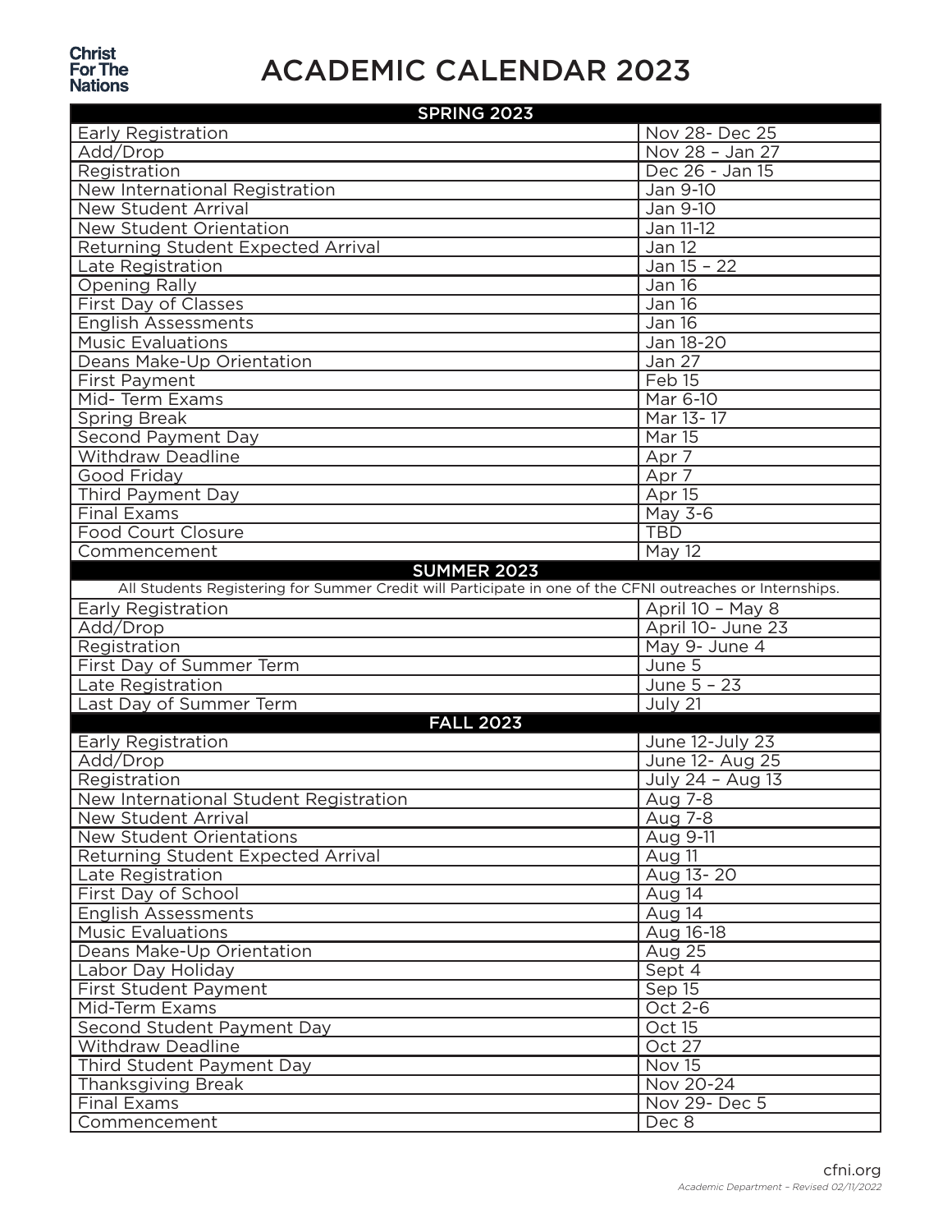Christ For The Nations

# ACADEMIC CALENDAR 2023

| | |
|---|---|
| **SPRING 2023** | |
| Early Registration | Nov 28- Dec 25 |
| Add/Drop | Nov 28 – Jan 27 |
| Registration | Dec 26 - Jan 15 |
| New International Registration | Jan 9-10 |
| New Student Arrival | Jan 9-10 |
| New Student Orientation | Jan 11-12 |
| Returning Student Expected Arrival | Jan 12 |
| Late Registration | Jan 15 – 22 |
| Opening Rally | Jan 16 |
| First Day of Classes | Jan 16 |
| English Assessments | Jan 16 |
| Music Evaluations | Jan 18-20 |
| Deans Make-Up Orientation | Jan 27 |
| First Payment | Feb 15 |
| Mid- Term Exams | Mar 6-10 |
| Spring Break | Mar 13- 17 |
| Second Payment Day | Mar 15 |
| Withdraw Deadline | Apr 7 |
| Good Friday | Apr 7 |
| Third Payment Day | Apr 15 |
| Final Exams | May 3-6 |
| Food Court Closure | TBD |
| Commencement | May 12 |
| **SUMMER 2023** | |
| All Students Registering for Summer Credit will Participate in one of the CFNI outreaches or Internships. | |
| Early Registration | April 10 – May 8 |
| Add/Drop | April 10- June 23 |
| Registration | May 9- June 4 |
| First Day of Summer Term | June 5 |
| Late Registration | June 5 – 23 |
| Last Day of Summer Term | July 21 |
| **FALL 2023** | |
| Early Registration | June 12-July 23 |
| Add/Drop | June 12- Aug 25 |
| Registration | July 24 – Aug 13 |
| New International Student Registration | Aug 7-8 |
| New Student Arrival | Aug 7-8 |
| New Student Orientations | Aug 9-11 |
| Returning Student Expected Arrival | Aug 11 |
| Late Registration | Aug 13- 20 |
| First Day of School | Aug 14 |
| English Assessments | Aug 14 |
| Music Evaluations | Aug 16-18 |
| Deans Make-Up Orientation | Aug 25 |
| Labor Day Holiday | Sept 4 |
| First Student Payment | Sep 15 |
| Mid-Term Exams | Oct 2-6 |
| Second Student Payment Day | Oct 15 |
| Withdraw Deadline | Oct 27 |
| Third Student Payment Day | Nov 15 |
| Thanksgiving Break | Nov 20-24 |
| Final Exams | Nov 29- Dec 5 |
| Commencement | Dec 8 |

cfni.org

*Academic Department – Revised 02/11/2022*